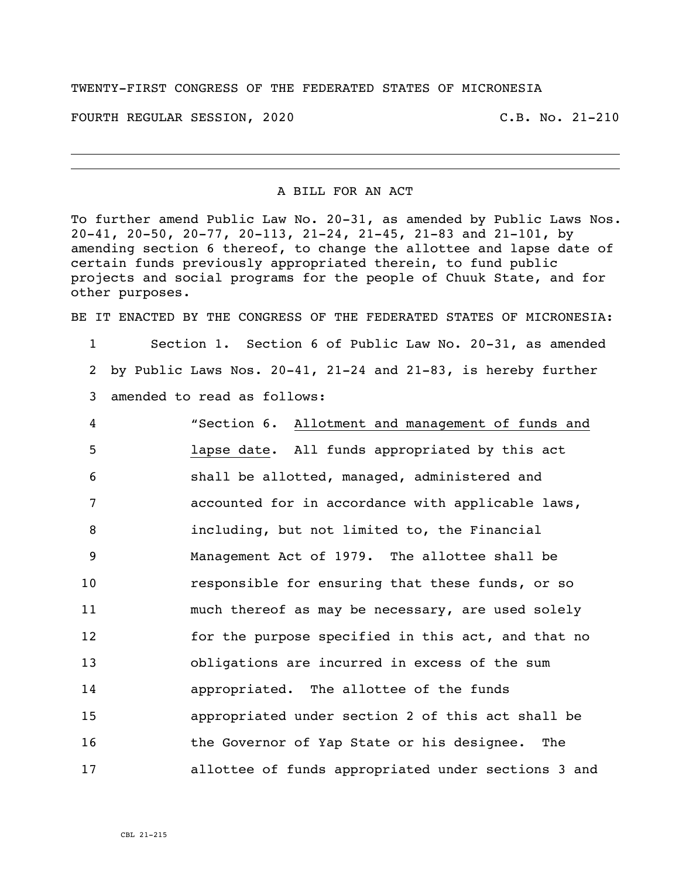TWENTY-FIRST CONGRESS OF THE FEDERATED STATES OF MICRONESIA

FOURTH REGULAR SESSION, 2020 C.B. No. 21-210

---

A BILL FOR AN ACT

To further amend Public Law No. 20-31, as amended by Public Laws Nos. 20-41, 20-50, 20-77, 20-113, 21-24, 21-45, 21-83 and 21-101, by amending section 6 thereof, to change the allottee and lapse date of certain funds previously appropriated therein, to fund public projects and social programs for the people of Chuuk State, and for other purposes.

BE IT ENACTED BY THE CONGRESS OF THE FEDERATED STATES OF MICRONESIA:

1 Section 1. Section 6 of Public Law No. 20-31, as amended
2 by Public Laws Nos. 20-41, 21-24 and 21-83, is hereby further
3 amended to read as follows:

4 "Section 6. Allotment and management of funds and
5 lapse date. All funds appropriated by this act
6 shall be allotted, managed, administered and
7 accounted for in accordance with applicable laws,
8 including, but not limited to, the Financial
9 Management Act of 1979. The allottee shall be
10 responsible for ensuring that these funds, or so
11 much thereof as may be necessary, are used solely
12 for the purpose specified in this act, and that no
13 obligations are incurred in excess of the sum
14 appropriated. The allottee of the funds
15 appropriated under section 2 of this act shall be
16 the Governor of Yap State or his designee. The
17 allottee of funds appropriated under sections 3 and

CBL 21-215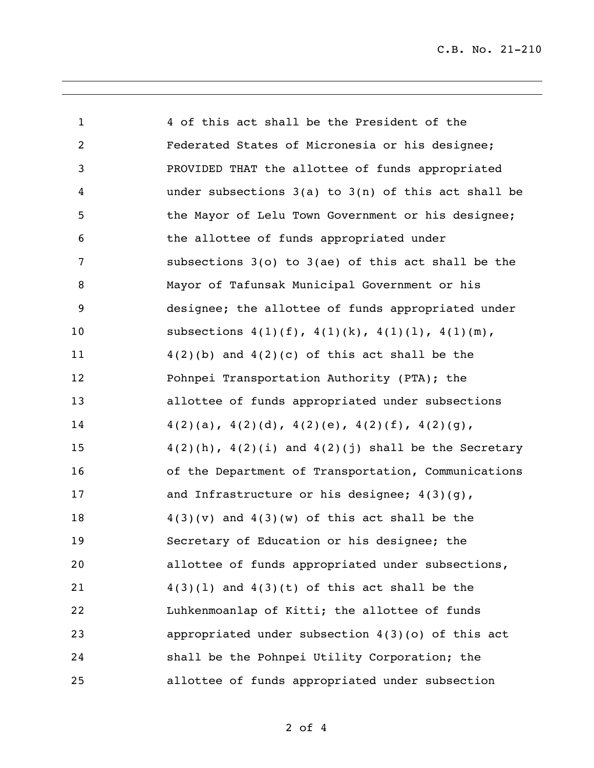4 of this act shall be the President of the Federated States of Micronesia or his designee; PROVIDED THAT the allottee of funds appropriated under subsections 3(a) to 3(n) of this act shall be the Mayor of Lelu Town Government or his designee; the allottee of funds appropriated under subsections 3(o) to 3(ae) of this act shall be the Mayor of Tafunsak Municipal Government or his designee; the allottee of funds appropriated under subsections 4(1)(f), 4(1)(k), 4(1)(l), 4(1)(m), 4(2)(b) and 4(2)(c) of this act shall be the Pohnpei Transportation Authority (PTA); the allottee of funds appropriated under subsections 4(2)(a), 4(2)(d), 4(2)(e), 4(2)(f), 4(2)(g), 4(2)(h), 4(2)(i) and 4(2)(j) shall be the Secretary of the Department of Transportation, Communications and Infrastructure or his designee; 4(3)(g), 4(3)(v) and 4(3)(w) of this act shall be the Secretary of Education or his designee; the allottee of funds appropriated under subsections, 4(3)(l) and 4(3)(t) of this act shall be the Luhkenmoanlap of Kitti; the allottee of funds appropriated under subsection 4(3)(o) of this act shall be the Pohnpei Utility Corporation; the allottee of funds appropriated under subsection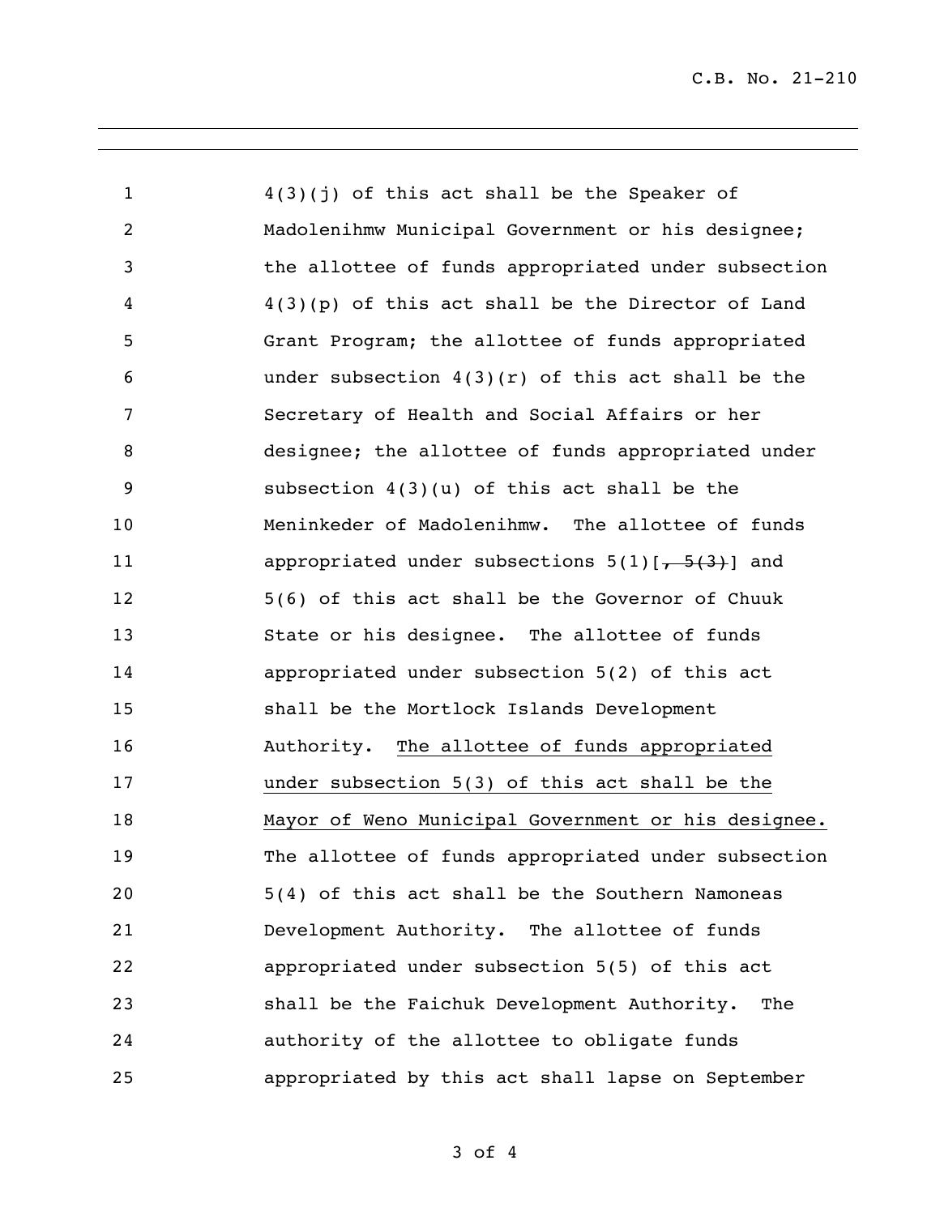4(3)(j) of this act shall be the Speaker of Madolenihmw Municipal Government or his designee; the allottee of funds appropriated under subsection 4(3)(p) of this act shall be the Director of Land Grant Program; the allottee of funds appropriated under subsection 4(3)(r) of this act shall be the Secretary of Health and Social Affairs or her designee; the allottee of funds appropriated under subsection 4(3)(u) of this act shall be the Meninkeder of Madolenihmw. The allottee of funds appropriated under subsections 5(1)[~~, 5(3)~~] and 5(6) of this act shall be the Governor of Chuuk State or his designee. The allottee of funds appropriated under subsection 5(2) of this act shall be the Mortlock Islands Development Authority. <u>The allottee of funds appropriated under subsection 5(3) of this act shall be the Mayor of Weno Municipal Government or his designee.</u> The allottee of funds appropriated under subsection 5(4) of this act shall be the Southern Namoneas Development Authority. The allottee of funds appropriated under subsection 5(5) of this act shall be the Faichuk Development Authority. The authority of the allottee to obligate funds appropriated by this act shall lapse on September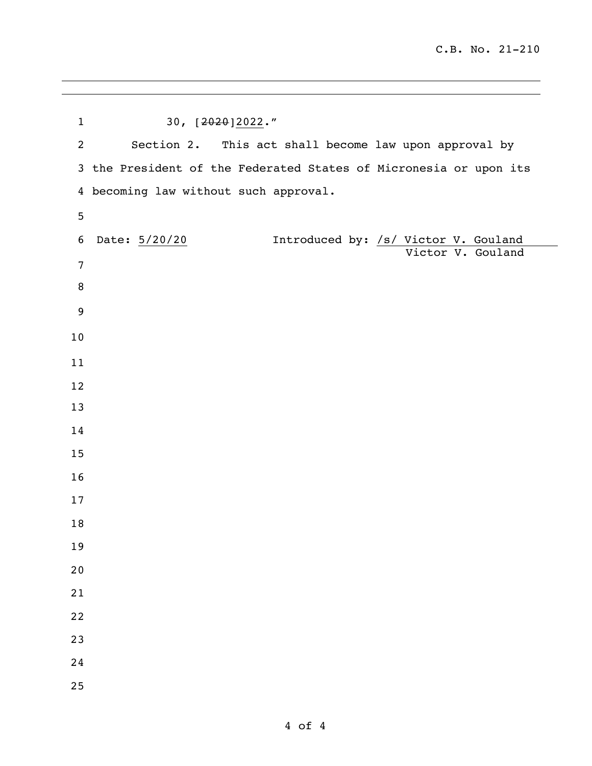30, [~~2020~~]<u>2022</u>."

Section 2. This act shall become law upon approval by the President of the Federated States of Micronesia or upon its becoming law without such approval.

Date: <u>5/20/20</u>

Introduced by: <u>/s/ Victor V. Gouland</u>
Victor V. Gouland